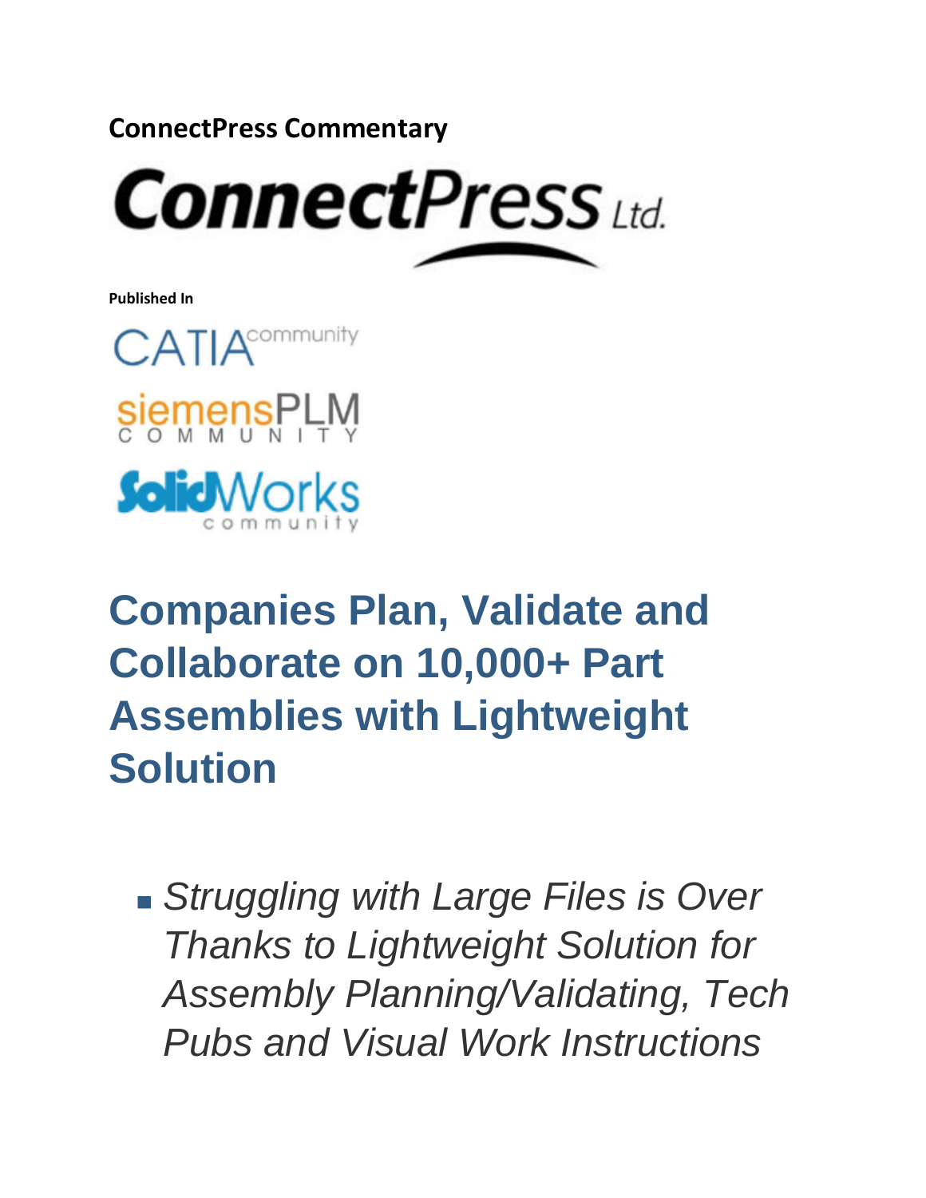**ConnectPress Commentary**

ConnectPress Ltd.

**Published In**

CATIA community

siemensPLM COMMUNITY

SolidWorks community

# Companies Plan, Validate and Collaborate on 10,000+ Part Assemblies with Lightweight Solution

- *Struggling with Large Files is Over Thanks to Lightweight Solution for Assembly Planning/Validating, Tech Pubs and Visual Work Instructions*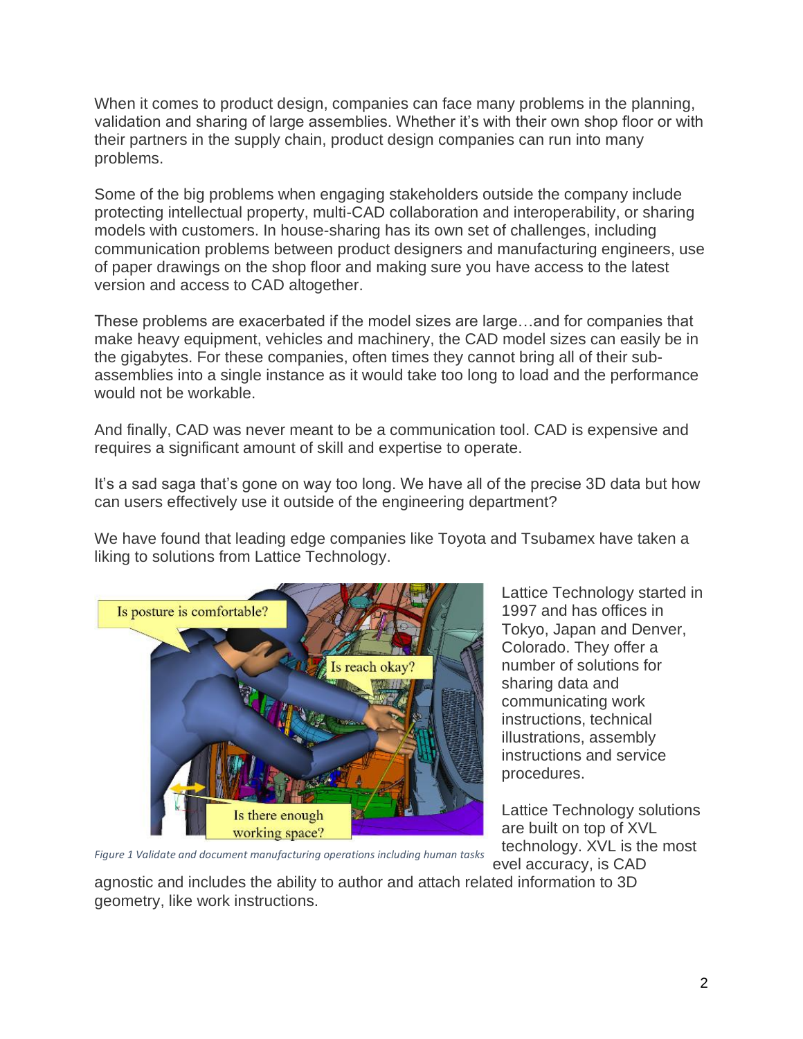When it comes to product design, companies can face many problems in the planning, validation and sharing of large assemblies. Whether it's with their own shop floor or with their partners in the supply chain, product design companies can run into many problems.

Some of the big problems when engaging stakeholders outside the company include protecting intellectual property, multi-CAD collaboration and interoperability, or sharing models with customers. In house-sharing has its own set of challenges, including communication problems between product designers and manufacturing engineers, use of paper drawings on the shop floor and making sure you have access to the latest version and access to CAD altogether.

These problems are exacerbated if the model sizes are large…and for companies that make heavy equipment, vehicles and machinery, the CAD model sizes can easily be in the gigabytes. For these companies, often times they cannot bring all of their sub-assemblies into a single instance as it would take too long to load and the performance would not be workable.

And finally, CAD was never meant to be a communication tool. CAD is expensive and requires a significant amount of skill and expertise to operate.

It's a sad saga that's gone on way too long. We have all of the precise 3D data but how can users effectively use it outside of the engineering department?

We have found that leading edge companies like Toyota and Tsubamex have taken a liking to solutions from Lattice Technology.

*Figure 1 Validate and document manufacturing operations including human tasks*

Lattice Technology started in 1997 and has offices in Tokyo, Japan and Denver, Colorado. They offer a number of solutions for sharing data and communicating work instructions, technical illustrations, assembly instructions and service procedures.

Lattice Technology solutions are built on top of XVL technology. XVL is the most evel accuracy, is CAD agnostic and includes the ability to author and attach related information to 3D geometry, like work instructions.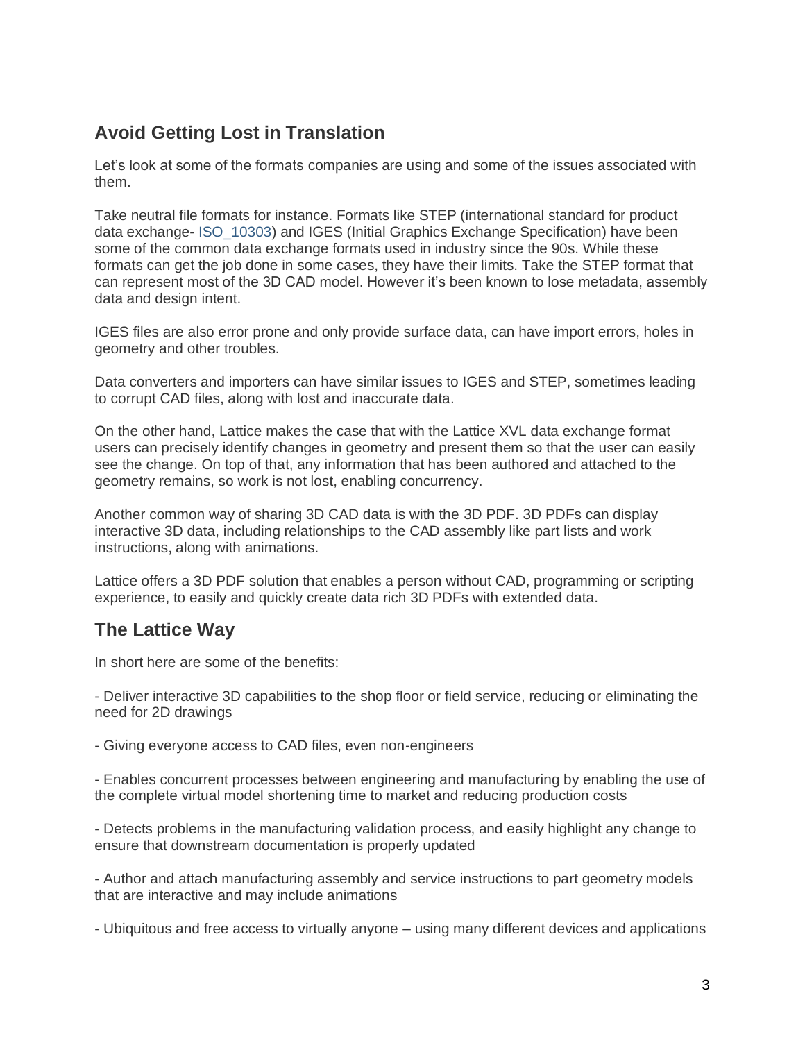## Avoid Getting Lost in Translation

Let's look at some of the formats companies are using and some of the issues associated with them.

Take neutral file formats for instance. Formats like STEP (international standard for product data exchange- ISO_10303) and IGES (Initial Graphics Exchange Specification) have been some of the common data exchange formats used in industry since the 90s. While these formats can get the job done in some cases, they have their limits. Take the STEP format that can represent most of the 3D CAD model. However it's been known to lose metadata, assembly data and design intent.

IGES files are also error prone and only provide surface data, can have import errors, holes in geometry and other troubles.

Data converters and importers can have similar issues to IGES and STEP, sometimes leading to corrupt CAD files, along with lost and inaccurate data.

On the other hand, Lattice makes the case that with the Lattice XVL data exchange format users can precisely identify changes in geometry and present them so that the user can easily see the change. On top of that, any information that has been authored and attached to the geometry remains, so work is not lost, enabling concurrency.

Another common way of sharing 3D CAD data is with the 3D PDF. 3D PDFs can display interactive 3D data, including relationships to the CAD assembly like part lists and work instructions, along with animations.

Lattice offers a 3D PDF solution that enables a person without CAD, programming or scripting experience, to easily and quickly create data rich 3D PDFs with extended data.

## The Lattice Way

In short here are some of the benefits:

- Deliver interactive 3D capabilities to the shop floor or field service, reducing or eliminating the need for 2D drawings

- Giving everyone access to CAD files, even non-engineers

- Enables concurrent processes between engineering and manufacturing by enabling the use of the complete virtual model shortening time to market and reducing production costs

- Detects problems in the manufacturing validation process, and easily highlight any change to ensure that downstream documentation is properly updated

- Author and attach manufacturing assembly and service instructions to part geometry models that are interactive and may include animations

- Ubiquitous and free access to virtually anyone – using many different devices and applications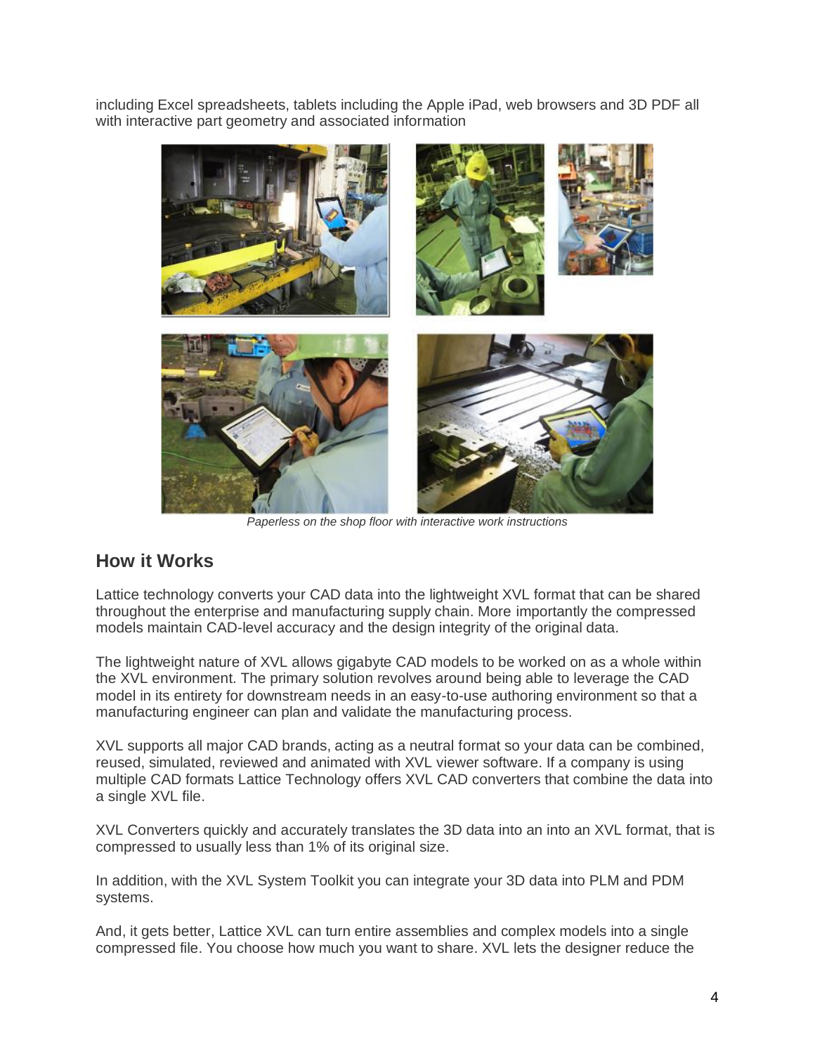including Excel spreadsheets, tablets including the Apple iPad, web browsers and 3D PDF all with interactive part geometry and associated information

*Paperless on the shop floor with interactive work instructions*

## How it Works

Lattice technology converts your CAD data into the lightweight XVL format that can be shared throughout the enterprise and manufacturing supply chain. More importantly the compressed models maintain CAD-level accuracy and the design integrity of the original data.

The lightweight nature of XVL allows gigabyte CAD models to be worked on as a whole within the XVL environment. The primary solution revolves around being able to leverage the CAD model in its entirety for downstream needs in an easy-to-use authoring environment so that a manufacturing engineer can plan and validate the manufacturing process.

XVL supports all major CAD brands, acting as a neutral format so your data can be combined, reused, simulated, reviewed and animated with XVL viewer software. If a company is using multiple CAD formats Lattice Technology offers XVL CAD converters that combine the data into a single XVL file.

XVL Converters quickly and accurately translates the 3D data into an into an XVL format, that is compressed to usually less than 1% of its original size.

In addition, with the XVL System Toolkit you can integrate your 3D data into PLM and PDM systems.

And, it gets better, Lattice XVL can turn entire assemblies and complex models into a single compressed file. You choose how much you want to share. XVL lets the designer reduce the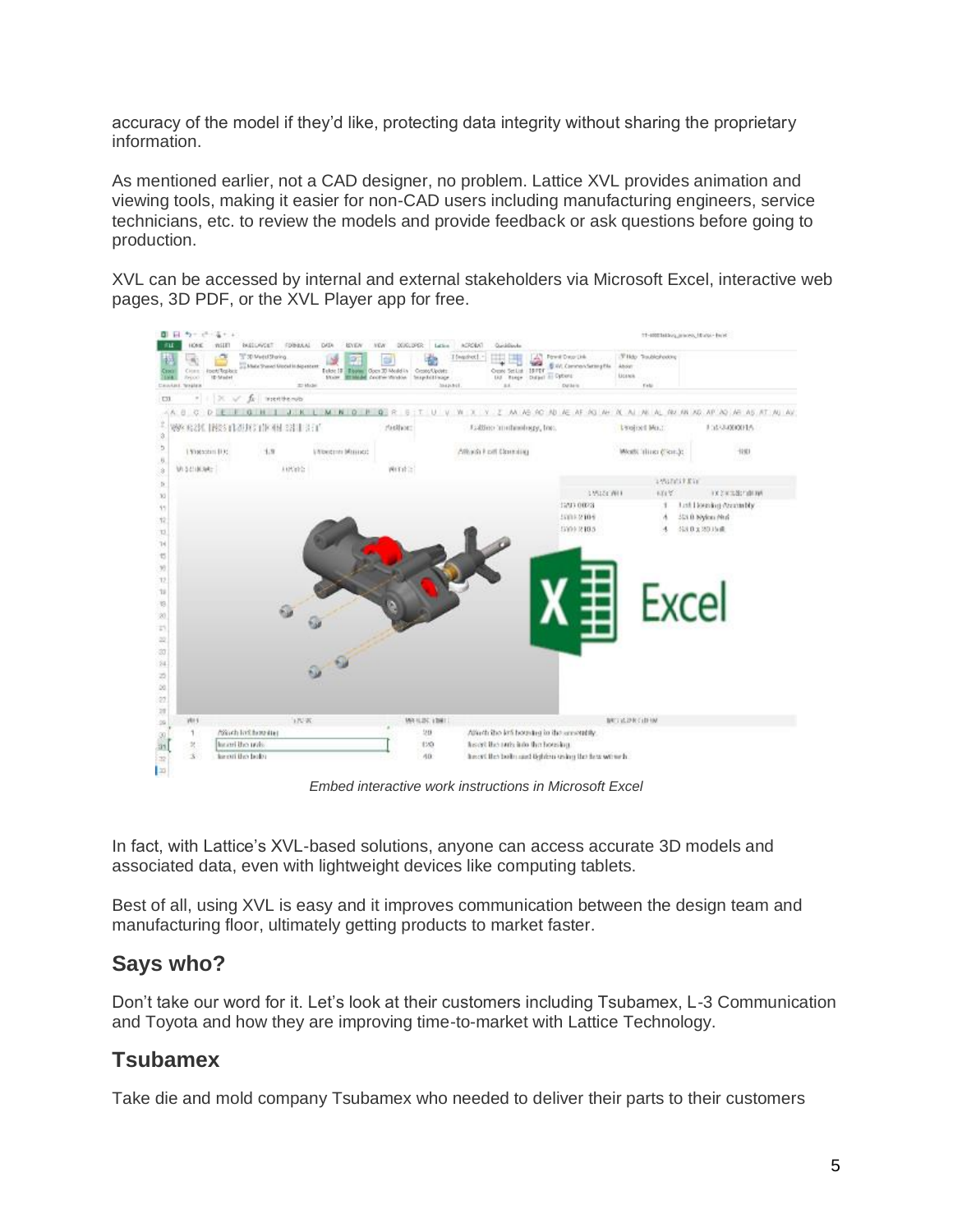accuracy of the model if they'd like, protecting data integrity without sharing the proprietary information.

As mentioned earlier, not a CAD designer, no problem. Lattice XVL provides animation and viewing tools, making it easier for non-CAD users including manufacturing engineers, service technicians, etc. to review the models and provide feedback or ask questions before going to production.

XVL can be accessed by internal and external stakeholders via Microsoft Excel, interactive web pages, 3D PDF, or the XVL Player app for free.

*Embed interactive work instructions in Microsoft Excel*

In fact, with Lattice's XVL-based solutions, anyone can access accurate 3D models and associated data, even with lightweight devices like computing tablets.

Best of all, using XVL is easy and it improves communication between the design team and manufacturing floor, ultimately getting products to market faster.

## Says who?

Don't take our word for it. Let's look at their customers including Tsubamex, L-3 Communication and Toyota and how they are improving time-to-market with Lattice Technology.

## Tsubamex

Take die and mold company Tsubamex who needed to deliver their parts to their customers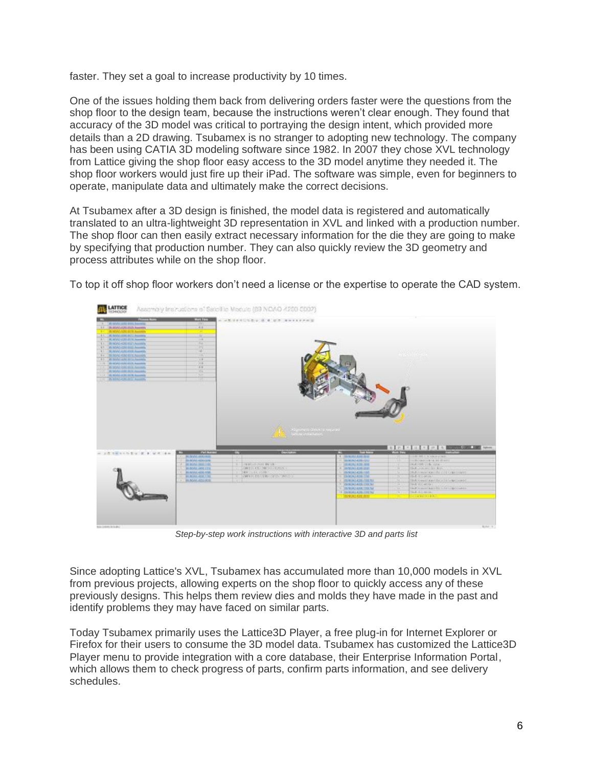faster. They set a goal to increase productivity by 10 times.

One of the issues holding them back from delivering orders faster were the questions from the shop floor to the design team, because the instructions weren't clear enough. They found that accuracy of the 3D model was critical to portraying the design intent, which provided more details than a 2D drawing. Tsubamex is no stranger to adopting new technology. The company has been using CATIA 3D modeling software since 1982. In 2007 they chose XVL technology from Lattice giving the shop floor easy access to the 3D model anytime they needed it. The shop floor workers would just fire up their iPad. The software was simple, even for beginners to operate, manipulate data and ultimately make the correct decisions.

At Tsubamex after a 3D design is finished, the model data is registered and automatically translated to an ultra-lightweight 3D representation in XVL and linked with a production number. The shop floor can then easily extract necessary information for the die they are going to make by specifying that production number. They can also quickly review the 3D geometry and process attributes while on the shop floor.

To top it off shop floor workers don't need a license or the expertise to operate the CAD system.

*Step-by-step work instructions with interactive 3D and parts list*

Since adopting Lattice's XVL, Tsubamex has accumulated more than 10,000 models in XVL from previous projects, allowing experts on the shop floor to quickly access any of these previously designs. This helps them review dies and molds they have made in the past and identify problems they may have faced on similar parts.

Today Tsubamex primarily uses the Lattice3D Player, a free plug-in for Internet Explorer or Firefox for their users to consume the 3D model data. Tsubamex has customized the Lattice3D Player menu to provide integration with a core database, their Enterprise Information Portal, which allows them to check progress of parts, confirm parts information, and see delivery schedules.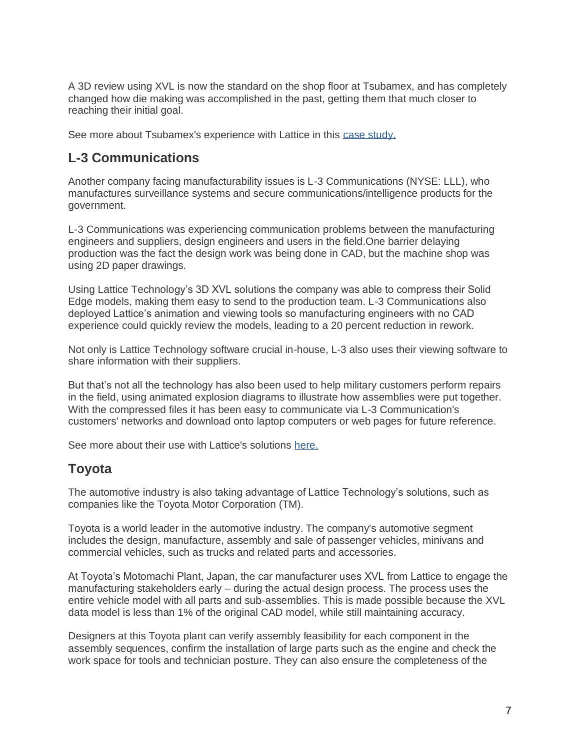A 3D review using XVL is now the standard on the shop floor at Tsubamex, and has completely changed how die making was accomplished in the past, getting them that much closer to reaching their initial goal.

See more about Tsubamex's experience with Lattice in this case study.

## L-3 Communications

Another company facing manufacturability issues is L-3 Communications (NYSE: LLL), who manufactures surveillance systems and secure communications/intelligence products for the government.

L-3 Communications was experiencing communication problems between the manufacturing engineers and suppliers, design engineers and users in the field.One barrier delaying production was the fact the design work was being done in CAD, but the machine shop was using 2D paper drawings.

Using Lattice Technology's 3D XVL solutions the company was able to compress their Solid Edge models, making them easy to send to the production team. L-3 Communications also deployed Lattice's animation and viewing tools so manufacturing engineers with no CAD experience could quickly review the models, leading to a 20 percent reduction in rework.

Not only is Lattice Technology software crucial in-house, L-3 also uses their viewing software to share information with their suppliers.

But that's not all the technology has also been used to help military customers perform repairs in the field, using animated explosion diagrams to illustrate how assemblies were put together. With the compressed files it has been easy to communicate via L-3 Communication's customers' networks and download onto laptop computers or web pages for future reference.

See more about their use with Lattice's solutions here.

## Toyota

The automotive industry is also taking advantage of Lattice Technology's solutions, such as companies like the Toyota Motor Corporation (TM).

Toyota is a world leader in the automotive industry. The company's automotive segment includes the design, manufacture, assembly and sale of passenger vehicles, minivans and commercial vehicles, such as trucks and related parts and accessories.

At Toyota's Motomachi Plant, Japan, the car manufacturer uses XVL from Lattice to engage the manufacturing stakeholders early – during the actual design process. The process uses the entire vehicle model with all parts and sub-assemblies. This is made possible because the XVL data model is less than 1% of the original CAD model, while still maintaining accuracy.

Designers at this Toyota plant can verify assembly feasibility for each component in the assembly sequences, confirm the installation of large parts such as the engine and check the work space for tools and technician posture. They can also ensure the completeness of the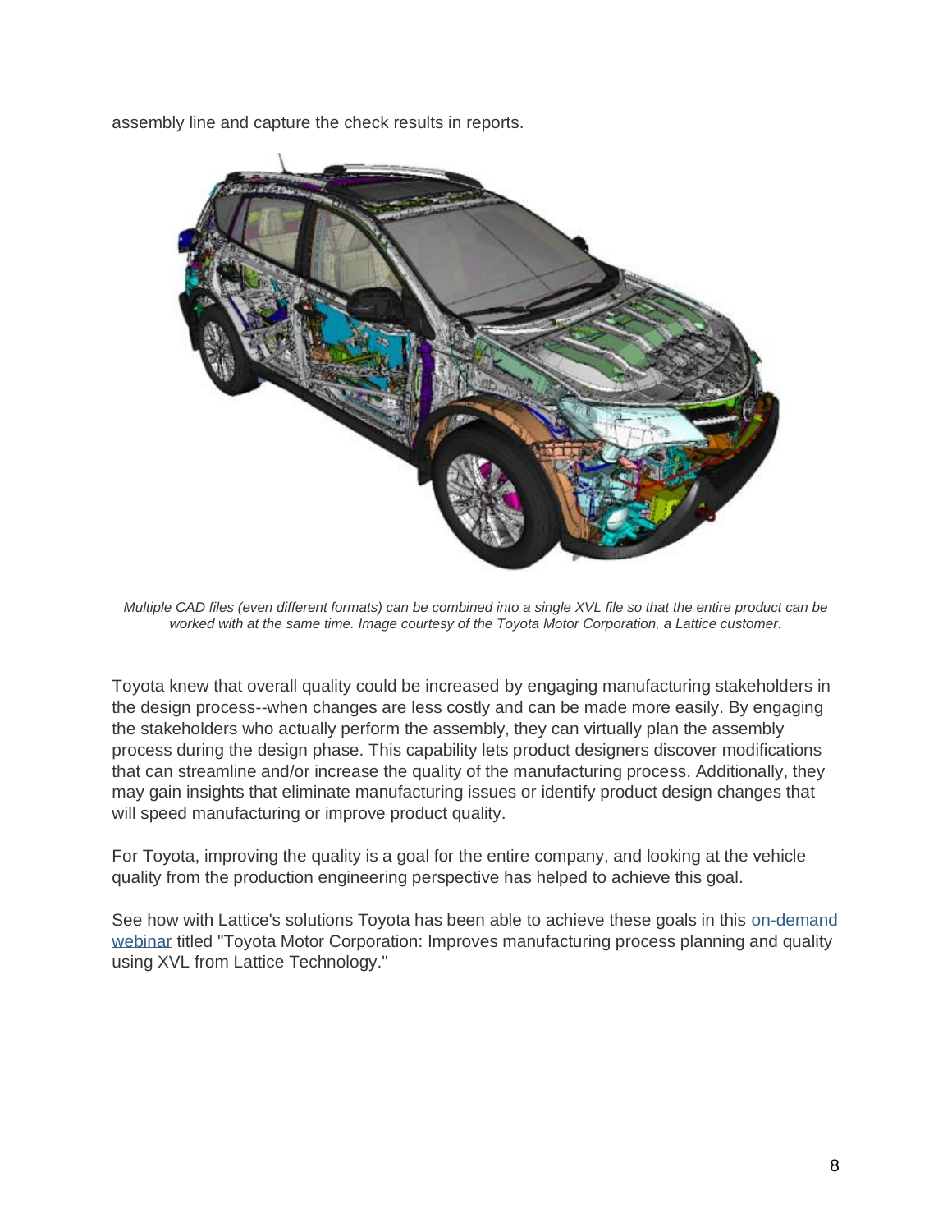assembly line and capture the check results in reports.

*Multiple CAD files (even different formats) can be combined into a single XVL file so that the entire product can be worked with at the same time. Image courtesy of the Toyota Motor Corporation, a Lattice customer.*

Toyota knew that overall quality could be increased by engaging manufacturing stakeholders in the design process--when changes are less costly and can be made more easily. By engaging the stakeholders who actually perform the assembly, they can virtually plan the assembly process during the design phase. This capability lets product designers discover modifications that can streamline and/or increase the quality of the manufacturing process. Additionally, they may gain insights that eliminate manufacturing issues or identify product design changes that will speed manufacturing or improve product quality.

For Toyota, improving the quality is a goal for the entire company, and looking at the vehicle quality from the production engineering perspective has helped to achieve this goal.

See how with Lattice's solutions Toyota has been able to achieve these goals in this on-demand webinar titled "Toyota Motor Corporation: Improves manufacturing process planning and quality using XVL from Lattice Technology."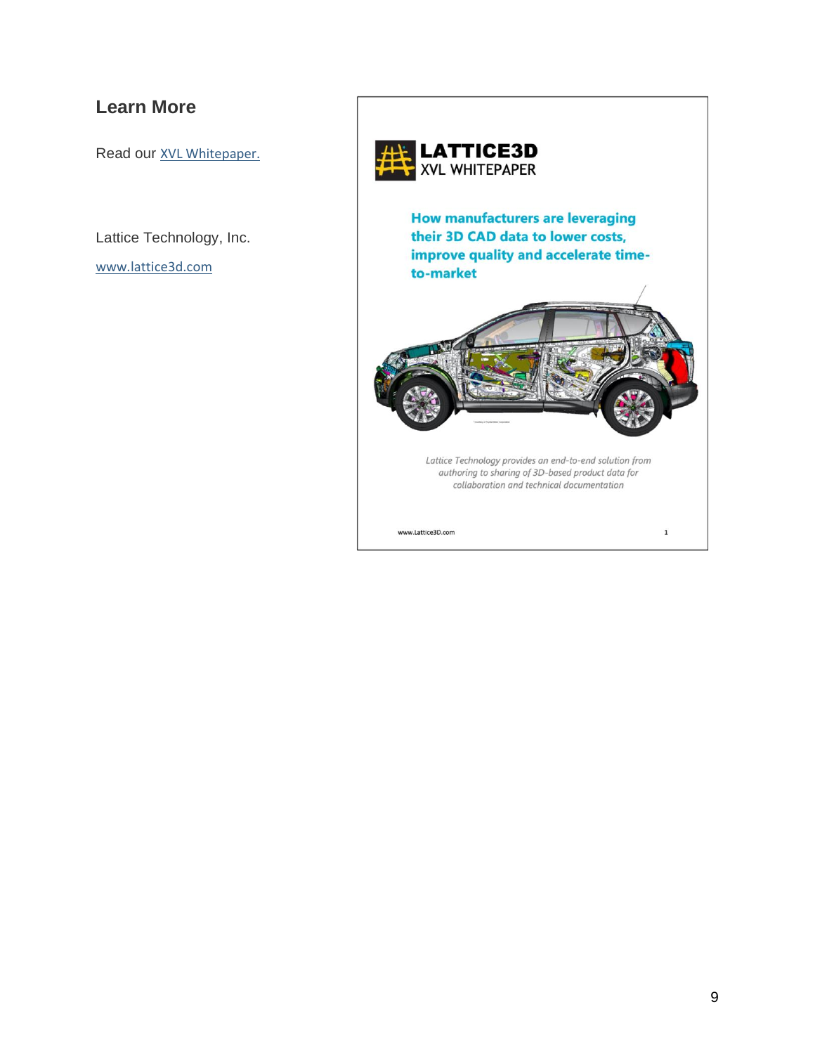## Learn More

Read our XVL Whitepaper.

Lattice Technology, Inc.

www.lattice3d.com

**LATTICE3D**
XVL WHITEPAPER

**How manufacturers are leveraging their 3D CAD data to lower costs, improve quality and accelerate time-to-market**

*Lattice Technology provides an end-to-end solution from authoring to sharing of 3D-based product data for collaboration and technical documentation*

www.Lattice3D.com